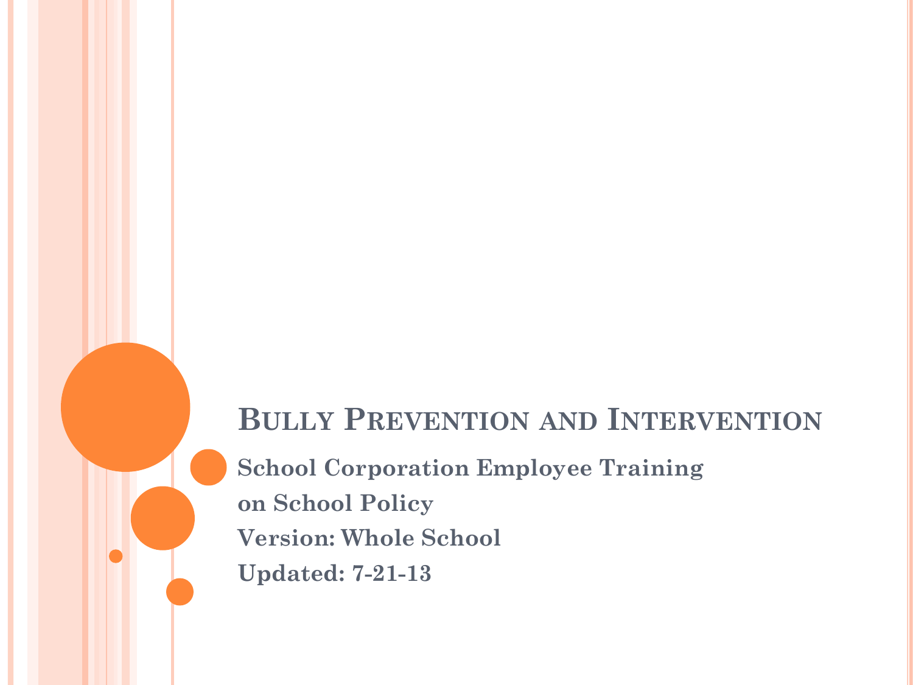# Bully Prevention and Intervention

**School Corporation Employee Training on School Policy**

**Version: Whole School**

**Updated: 7-21-13**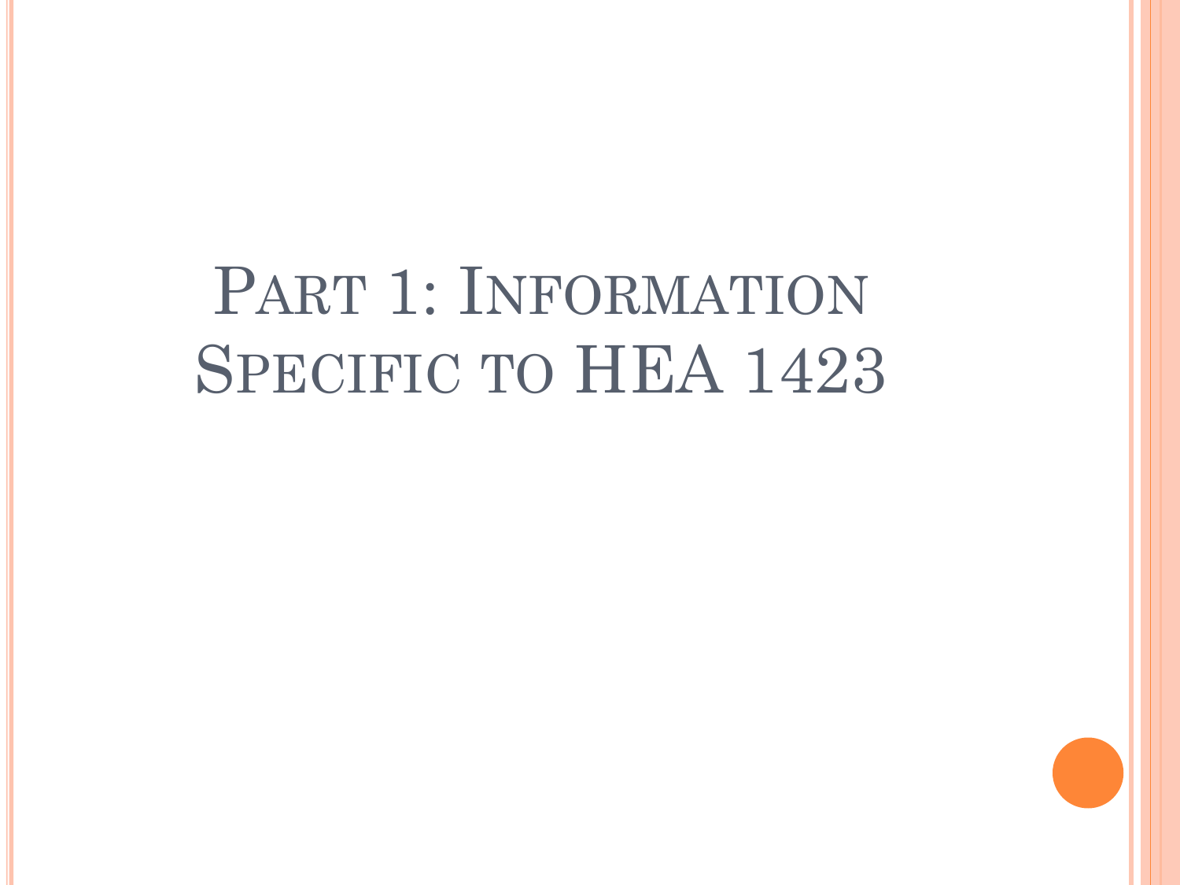# Part 1: Information Specific to HEA 1423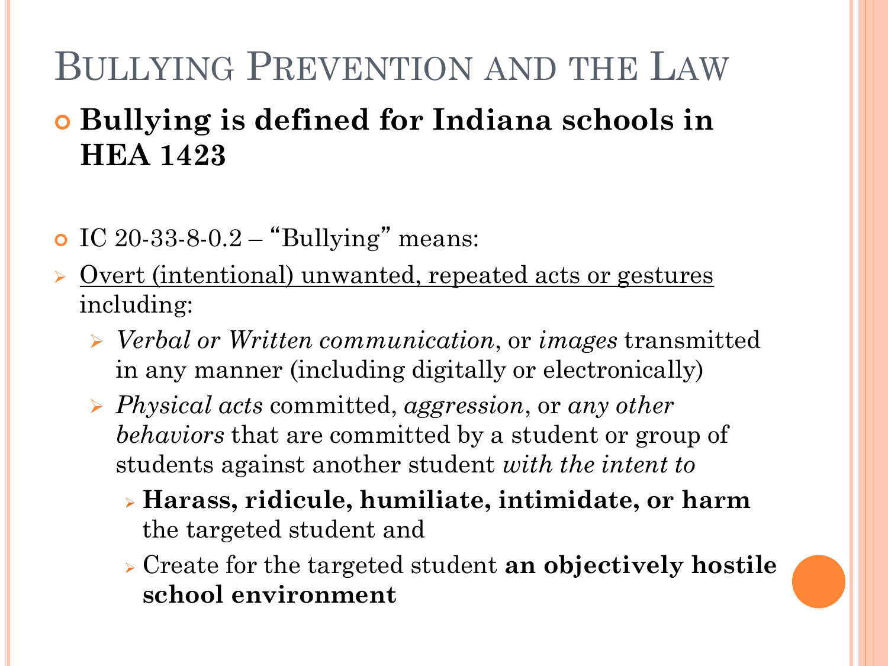# Bullying Prevention and the Law

- **Bullying is defined for Indiana schools in HEA 1423**

- IC 20-33-8-0.2 – "Bullying" means:
  - <u>Overt (intentional) unwanted, repeated acts or gestures</u> including:
    - *Verbal or Written communication*, or *images* transmitted in any manner (including digitally or electronically)
    - *Physical acts* committed, *aggression*, or *any other behaviors* that are committed by a student or group of students against another student *with the intent to*
      - **Harass, ridicule, humiliate, intimidate, or harm** the targeted student and
      - Create for the targeted student **an objectively hostile school environment**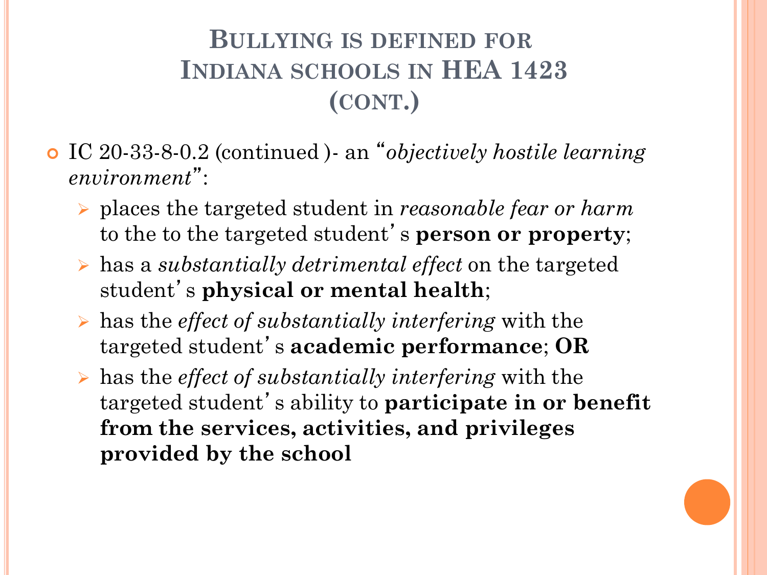# Bullying is defined for Indiana schools in HEA 1423 (cont.)

- IC 20-33-8-0.2 (continued )- an "*objectively hostile learning environment*":
  - places the targeted student in *reasonable fear or harm* to the to the targeted student's **person or property**;
  - has a *substantially detrimental effect* on the targeted student's **physical or mental health**;
  - has the *effect of substantially interfering* with the targeted student's **academic performance**; **OR**
  - has the *effect of substantially interfering* with the targeted student's ability to **participate in or benefit from the services, activities, and privileges provided by the school**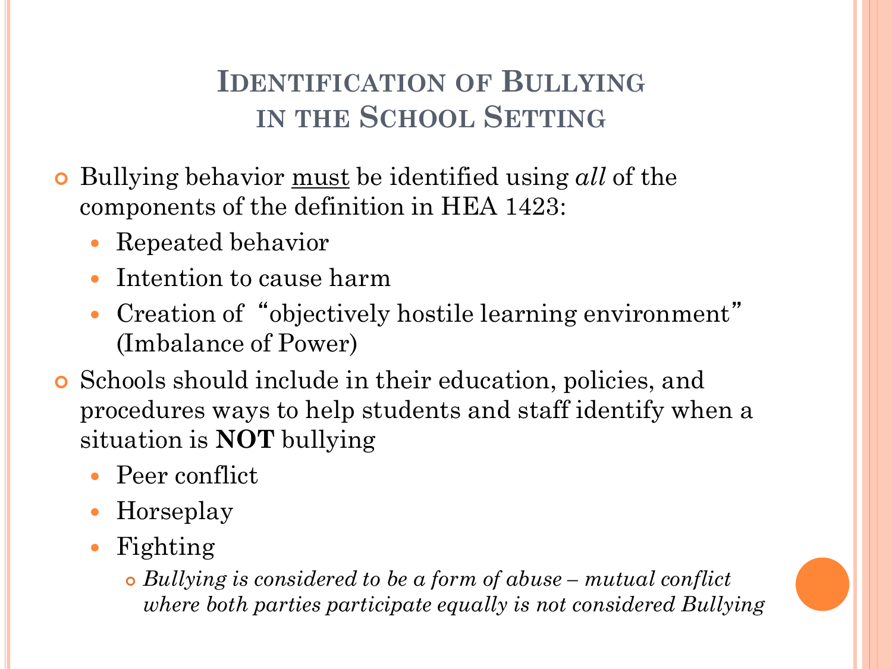# Identification of Bullying in the School Setting

- Bullying behavior <u>must</u> be identified using *all* of the components of the definition in HEA 1423:
  - Repeated behavior
  - Intention to cause harm
  - Creation of "objectively hostile learning environment" (Imbalance of Power)
- Schools should include in their education, policies, and procedures ways to help students and staff identify when a situation is **NOT** bullying
  - Peer conflict
  - Horseplay
  - Fighting
    - *Bullying is considered to be a form of abuse – mutual conflict where both parties participate equally is not considered Bullying*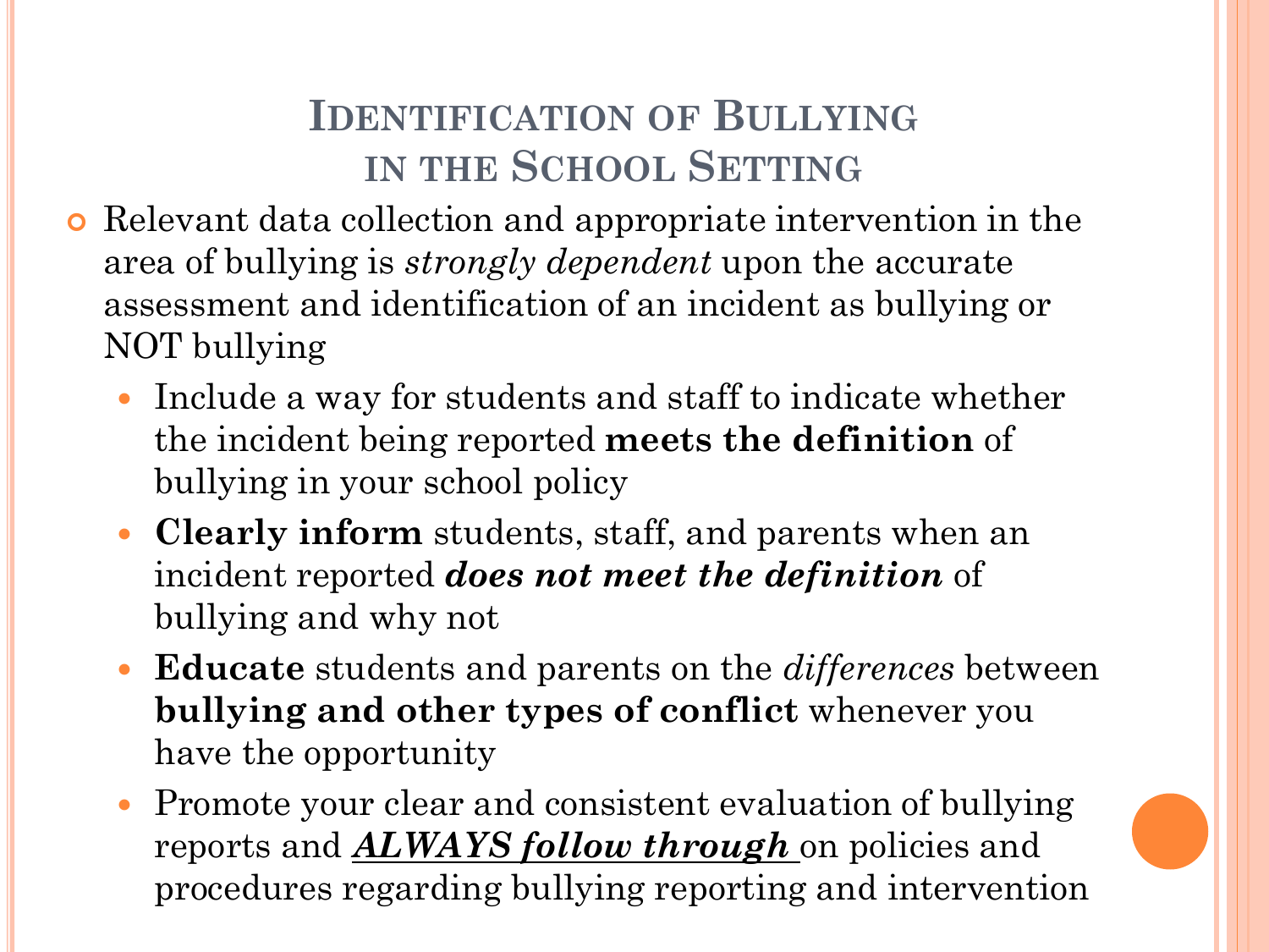# Identification of Bullying in the School Setting

- Relevant data collection and appropriate intervention in the area of bullying is *strongly dependent* upon the accurate assessment and identification of an incident as bullying or NOT bullying
  - Include a way for students and staff to indicate whether the incident being reported **meets the definition** of bullying in your school policy
  - **Clearly inform** students, staff, and parents when an incident reported ***does not meet the definition*** of bullying and why not
  - **Educate** students and parents on the *differences* between **bullying and other types of conflict** whenever you have the opportunity
  - Promote your clear and consistent evaluation of bullying reports and <u>***ALWAYS follow through***</u> on policies and procedures regarding bullying reporting and intervention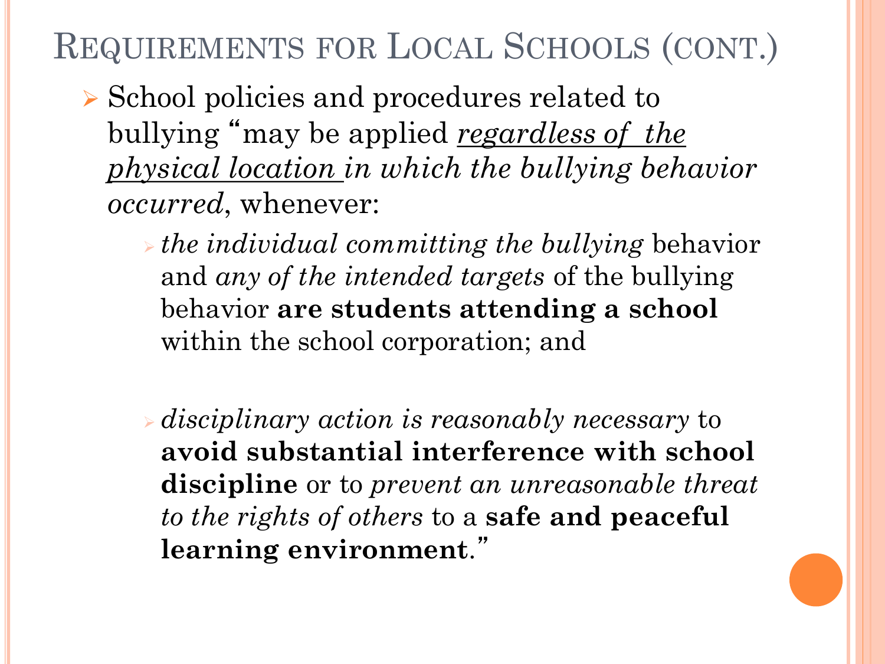# Requirements for Local Schools (cont.)

- School policies and procedures related to bullying "may be applied *regardless of the physical location in which the bullying behavior occurred*, whenever:
  - *the individual committing the bullying* behavior and *any of the intended targets* of the bullying behavior **are students attending a school** within the school corporation; and
  - *disciplinary action is reasonably necessary* to **avoid substantial interference with school discipline** or to *prevent an unreasonable threat to the rights of others* to a **safe and peaceful learning environment**."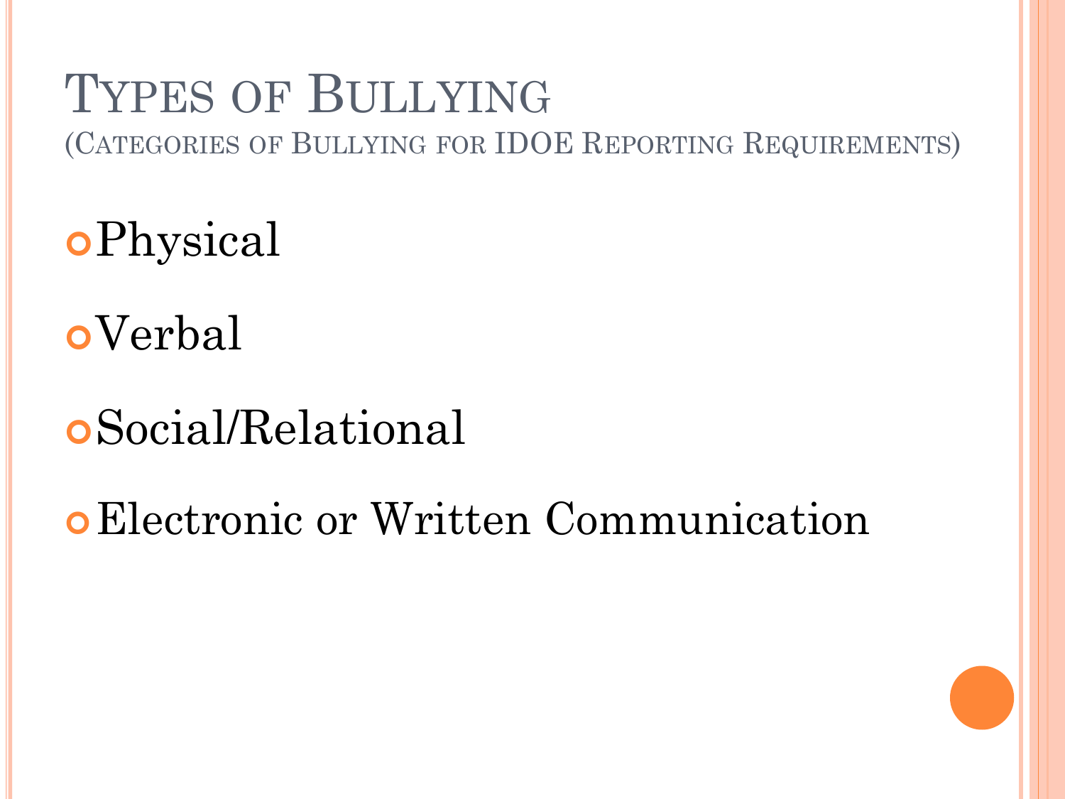# Types of Bullying

(Categories of Bullying for IDOE Reporting Requirements)

- Physical
- Verbal
- Social/Relational
- Electronic or Written Communication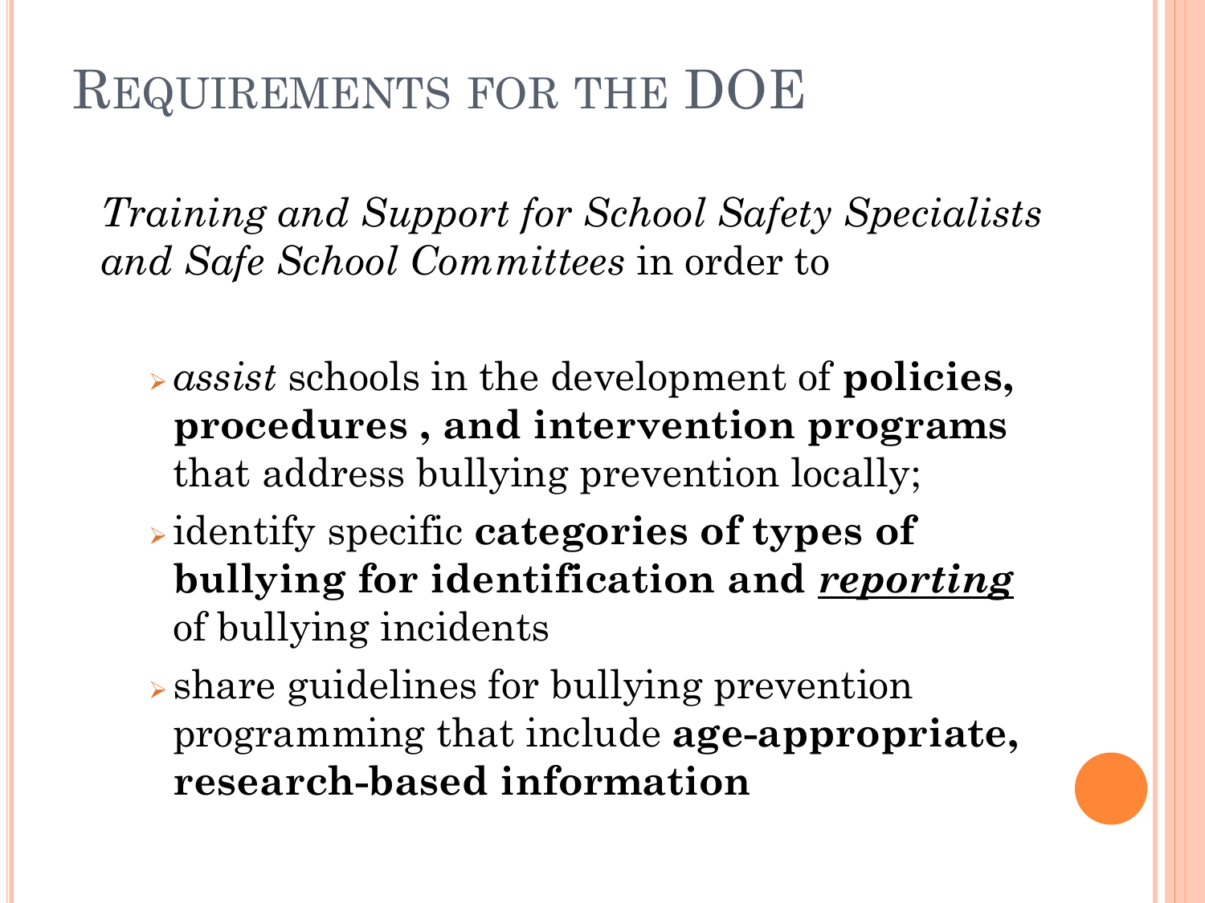# Requirements for the DOE

*Training and Support for School Safety Specialists and Safe School Committees* in order to

- *assist* schools in the development of **policies, procedures , and intervention programs** that address bullying prevention locally;
- identify specific **categories of types of bullying for identification and <u>*reporting*</u>** of bullying incidents
- share guidelines for bullying prevention programming that include **age-appropriate, research-based information**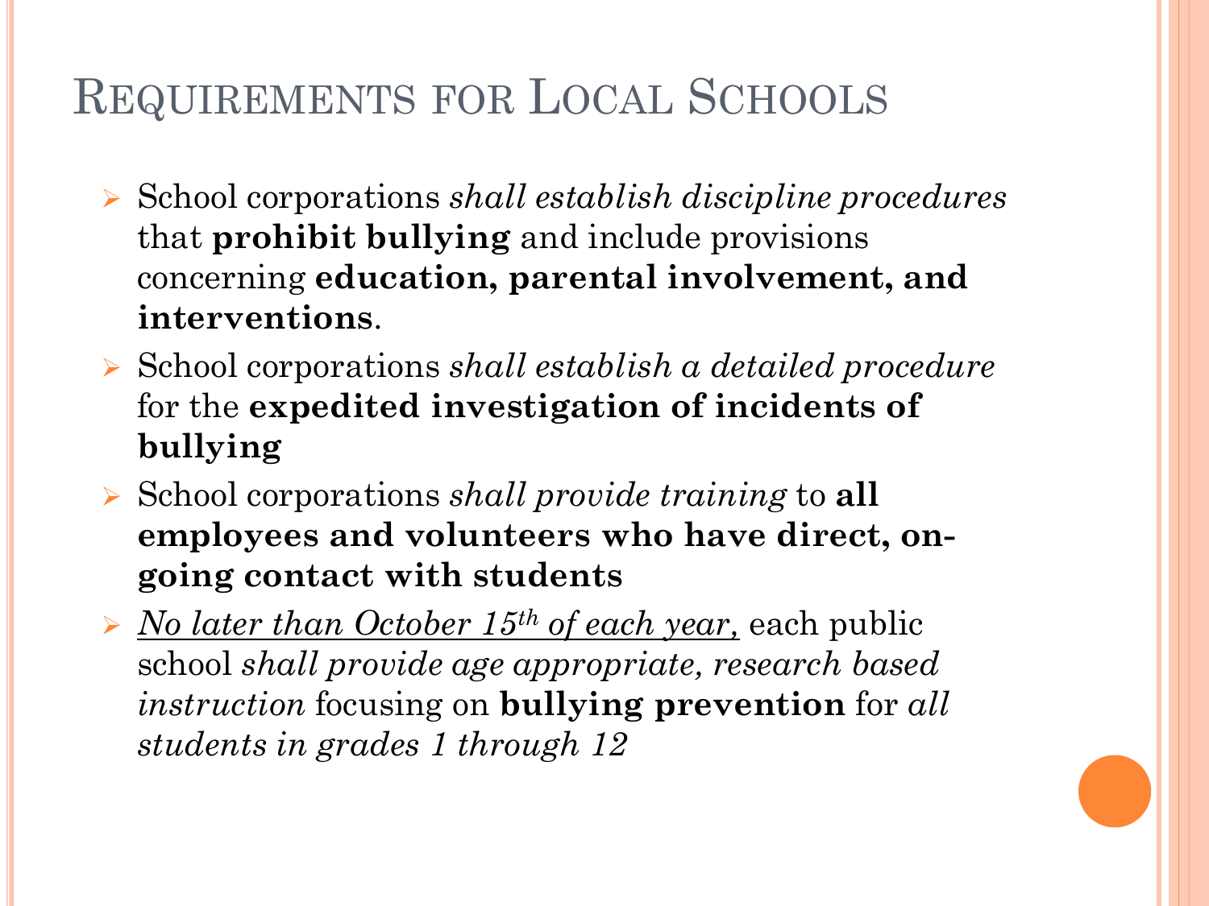# Requirements for Local Schools

- School corporations *shall establish discipline procedures* that **prohibit bullying** and include provisions concerning **education, parental involvement, and interventions**.
- School corporations *shall establish a detailed procedure* for the **expedited investigation of incidents of bullying**
- School corporations *shall provide training* to **all employees and volunteers who have direct, on-going contact with students**
- *No later than October 15th of each year,* each public school *shall provide age appropriate, research based instruction* focusing on **bullying prevention** for *all students in grades 1 through 12*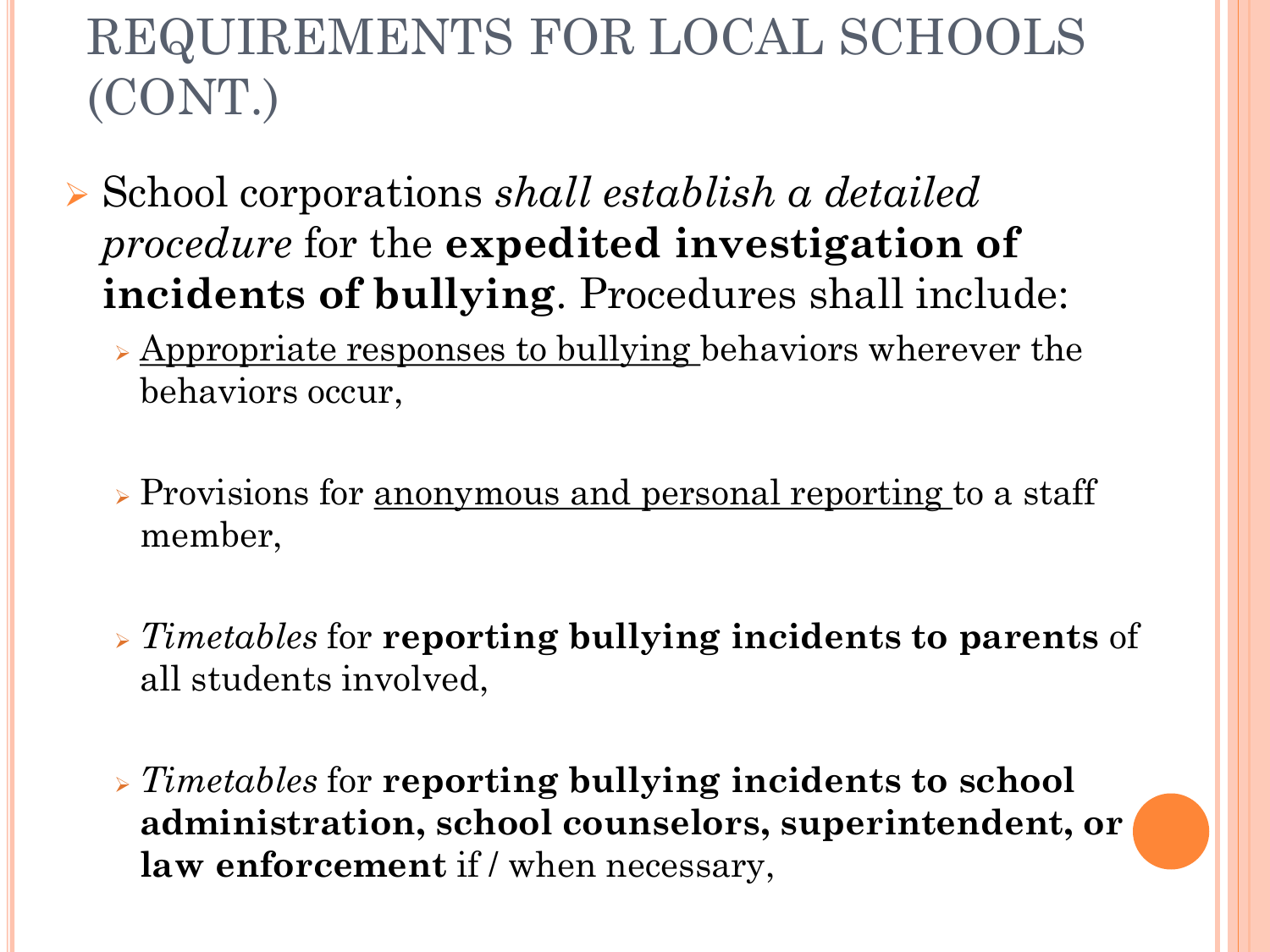# REQUIREMENTS FOR LOCAL SCHOOLS (CONT.)

- School corporations *shall establish a detailed procedure* for the **expedited investigation of incidents of bullying**. Procedures shall include:
  - <u>Appropriate responses to bullying</u> behaviors wherever the behaviors occur,
  - Provisions for <u>anonymous and personal reporting</u> to a staff member,
  - *Timetables* for **reporting bullying incidents to parents** of all students involved,
  - *Timetables* for **reporting bullying incidents to school administration, school counselors, superintendent, or law enforcement** if / when necessary,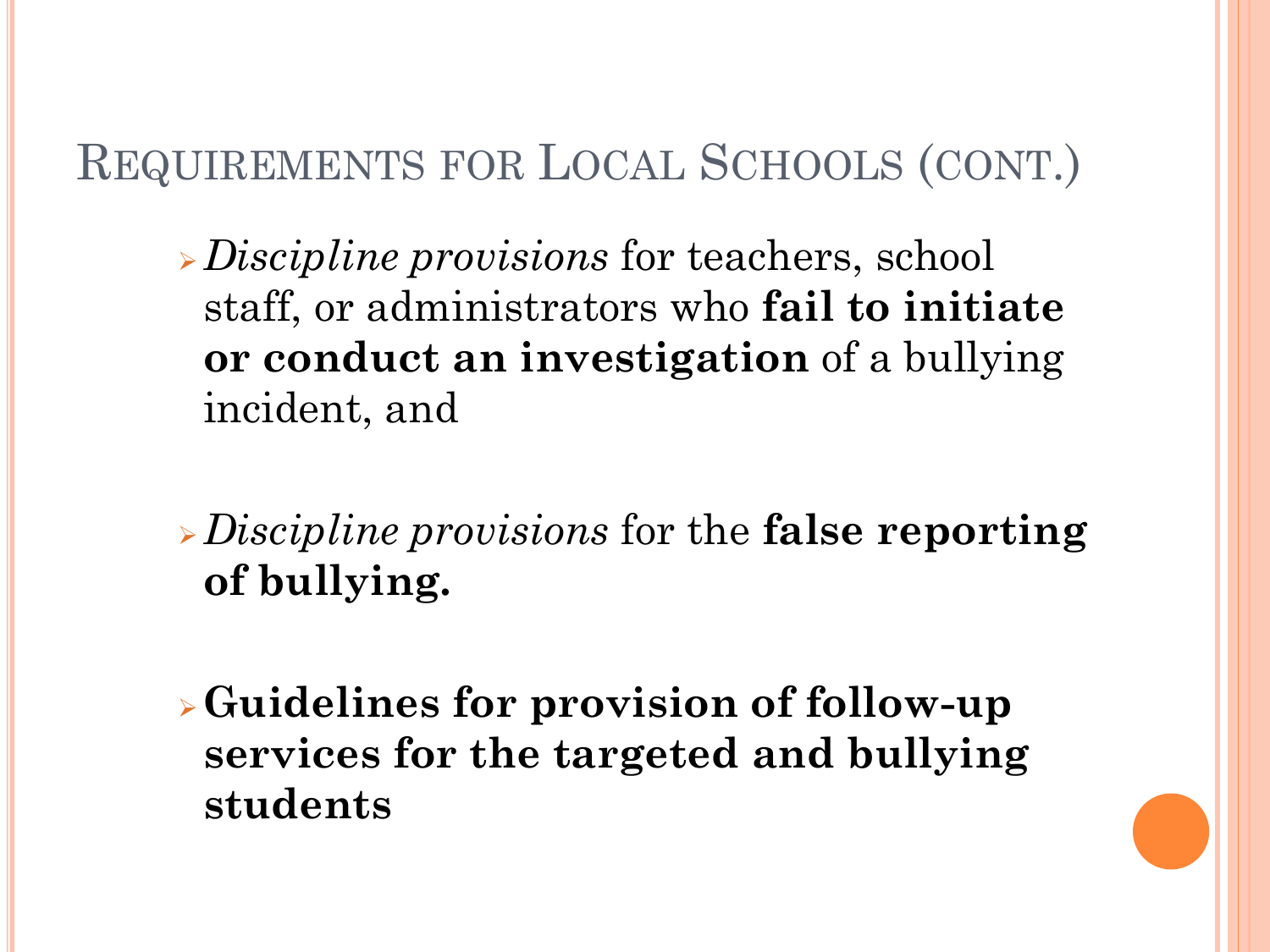# Requirements for Local Schools (cont.)

- *Discipline provisions* for teachers, school staff, or administrators who **fail to initiate or conduct an investigation** of a bullying incident, and
- *Discipline provisions* for the **false reporting of bullying.**
- **Guidelines for provision of follow-up services for the targeted and bullying students**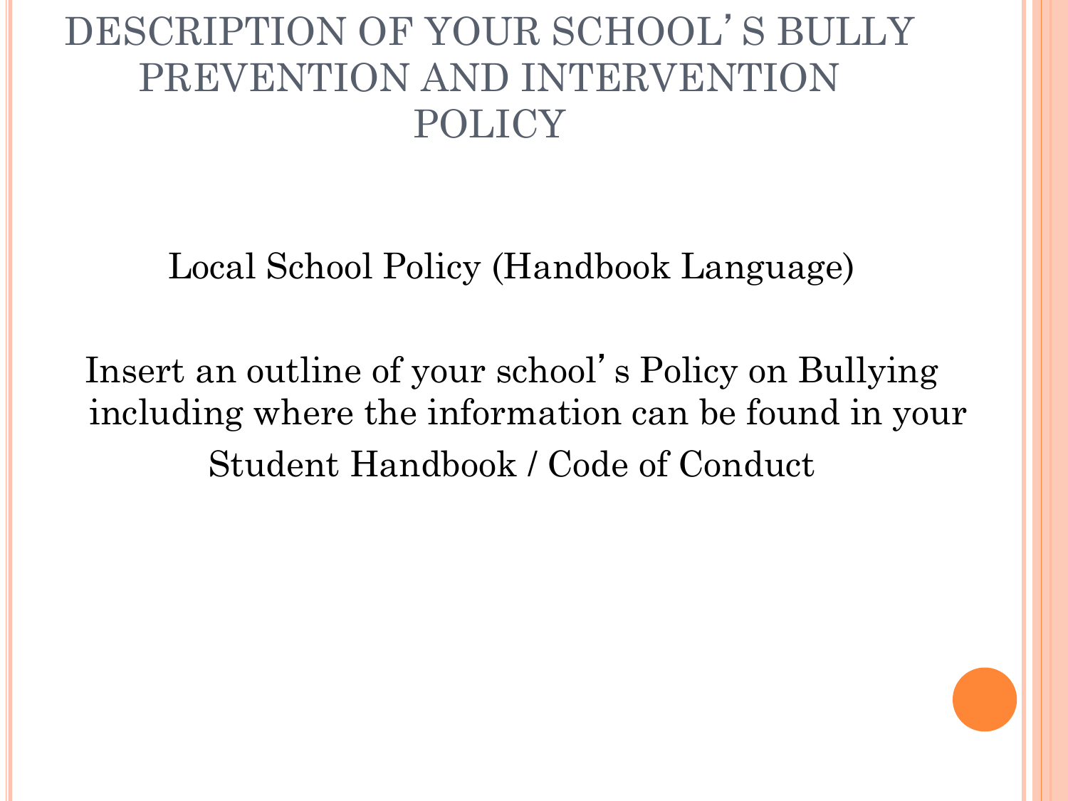# DESCRIPTION OF YOUR SCHOOL'S BULLY PREVENTION AND INTERVENTION POLICY

Local School Policy (Handbook Language)

Insert an outline of your school's Policy on Bullying including where the information can be found in your Student Handbook / Code of Conduct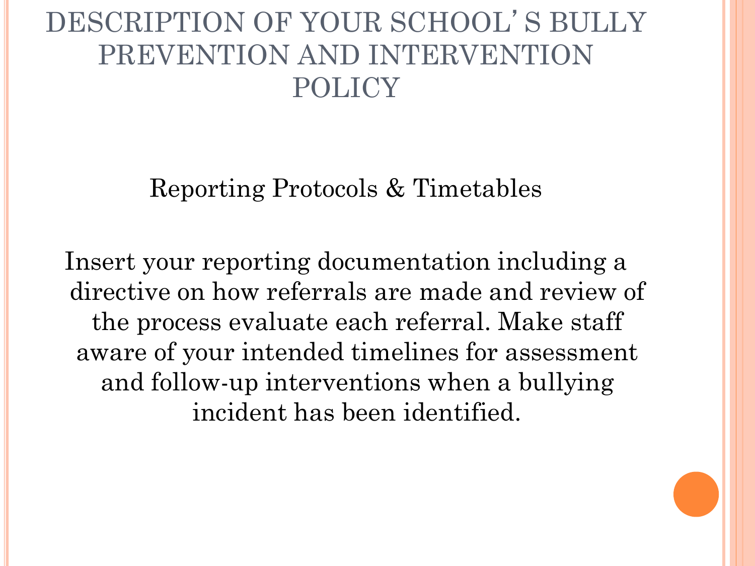# DESCRIPTION OF YOUR SCHOOL'S BULLY PREVENTION AND INTERVENTION POLICY

Reporting Protocols & Timetables

Insert your reporting documentation including a directive on how referrals are made and review of the process evaluate each referral. Make staff aware of your intended timelines for assessment and follow-up interventions when a bullying incident has been identified.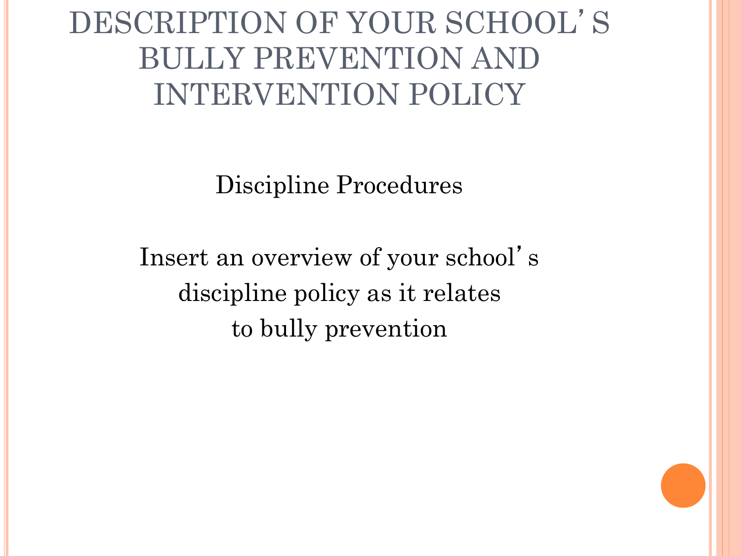# DESCRIPTION OF YOUR SCHOOL'S BULLY PREVENTION AND INTERVENTION POLICY

Discipline Procedures

Insert an overview of your school's discipline policy as it relates to bully prevention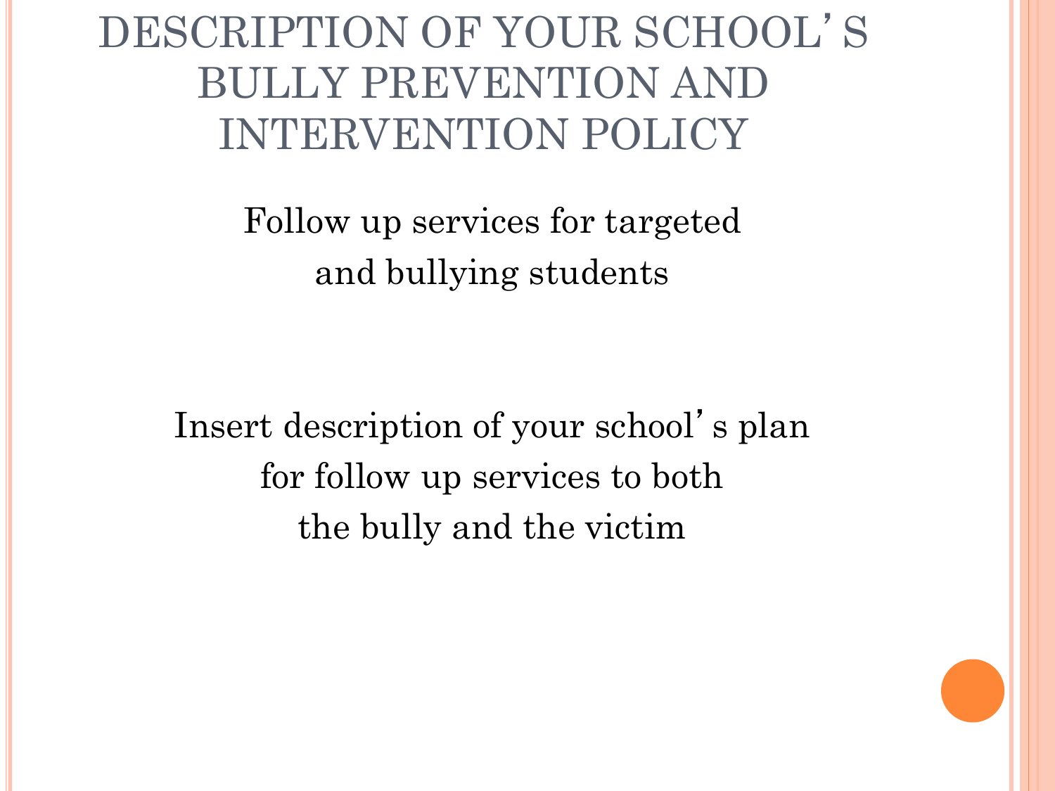# DESCRIPTION OF YOUR SCHOOL'S BULLY PREVENTION AND INTERVENTION POLICY

Follow up services for targeted and bullying students

Insert description of your school's plan for follow up services to both the bully and the victim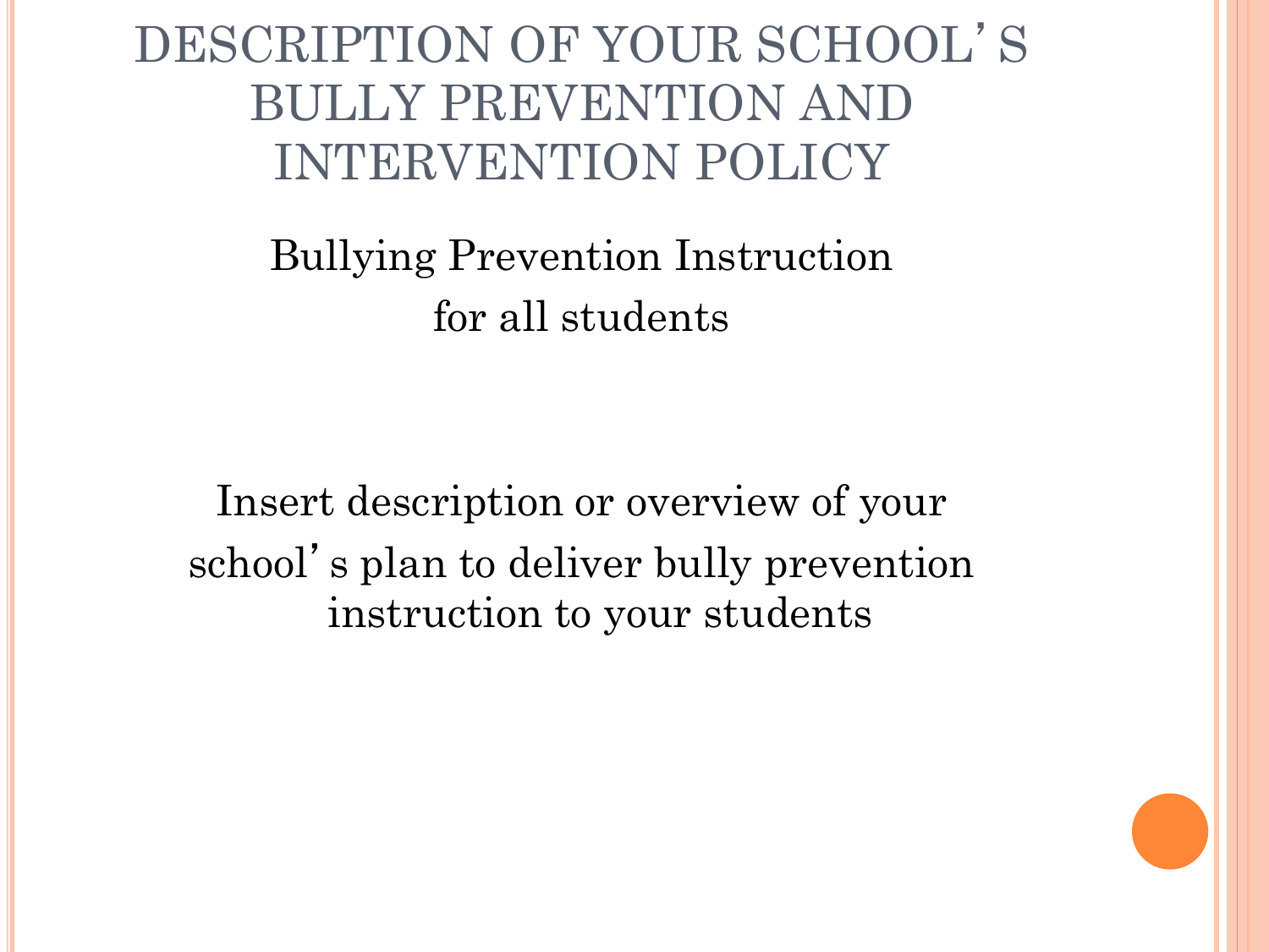# DESCRIPTION OF YOUR SCHOOL'S BULLY PREVENTION AND INTERVENTION POLICY

Bullying Prevention Instruction
for all students

Insert description or overview of your school's plan to deliver bully prevention instruction to your students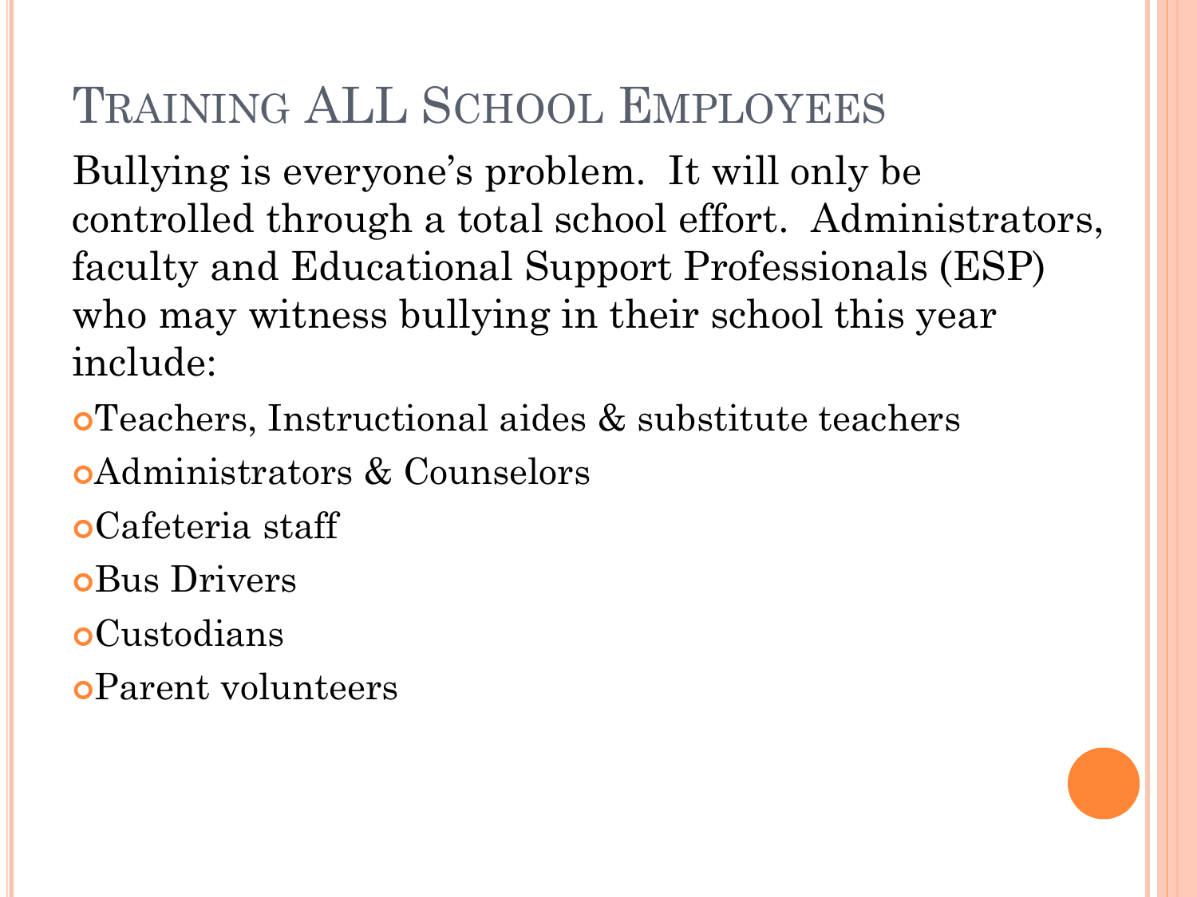# Training ALL School Employees

Bullying is everyone's problem. It will only be controlled through a total school effort. Administrators, faculty and Educational Support Professionals (ESP) who may witness bullying in their school this year include:

- Teachers, Instructional aides & substitute teachers
- Administrators & Counselors
- Cafeteria staff
- Bus Drivers
- Custodians
- Parent volunteers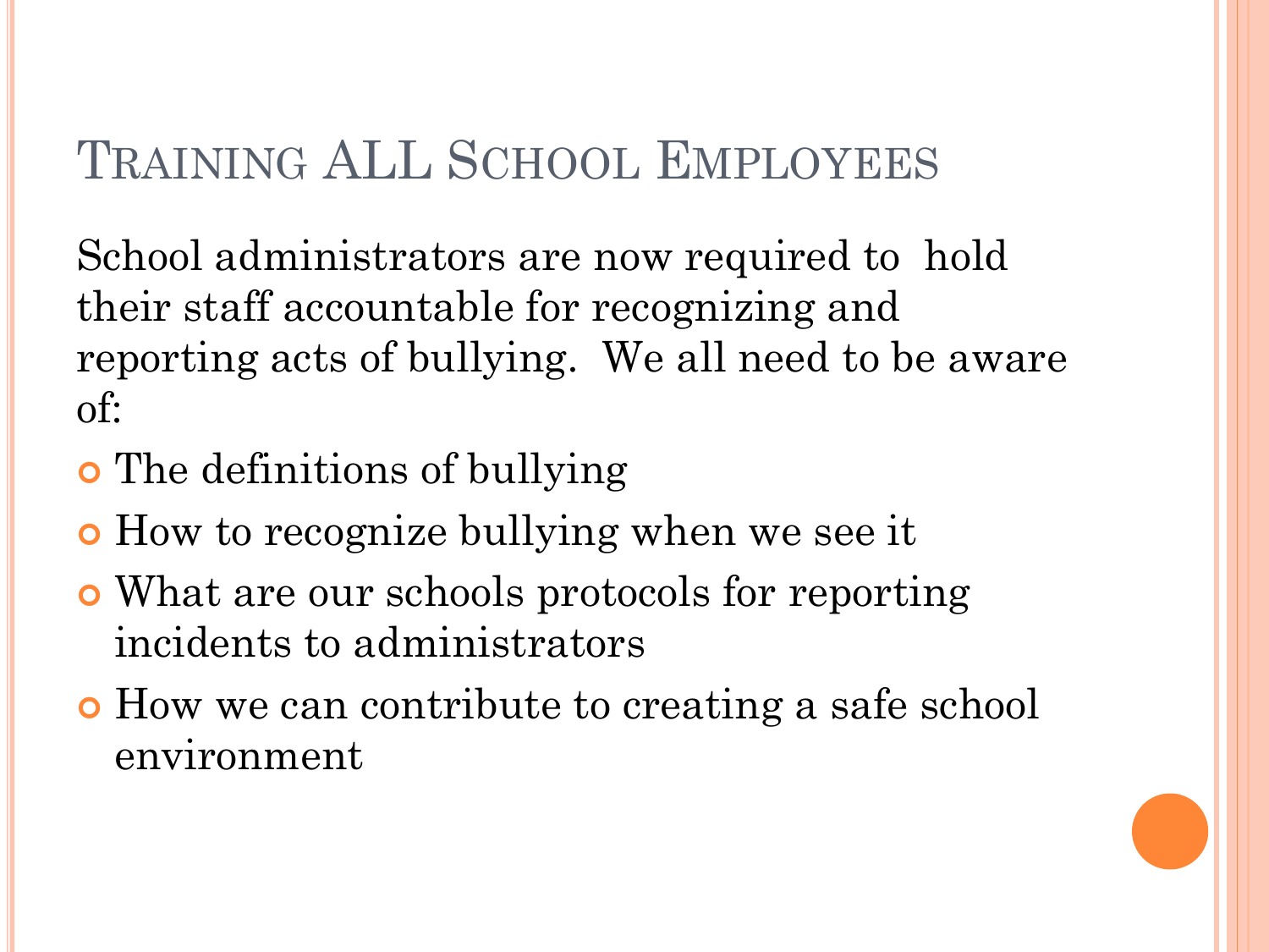# Training ALL School Employees

School administrators are now required to hold their staff accountable for recognizing and reporting acts of bullying. We all need to be aware of:

- The definitions of bullying
- How to recognize bullying when we see it
- What are our schools protocols for reporting incidents to administrators
- How we can contribute to creating a safe school environment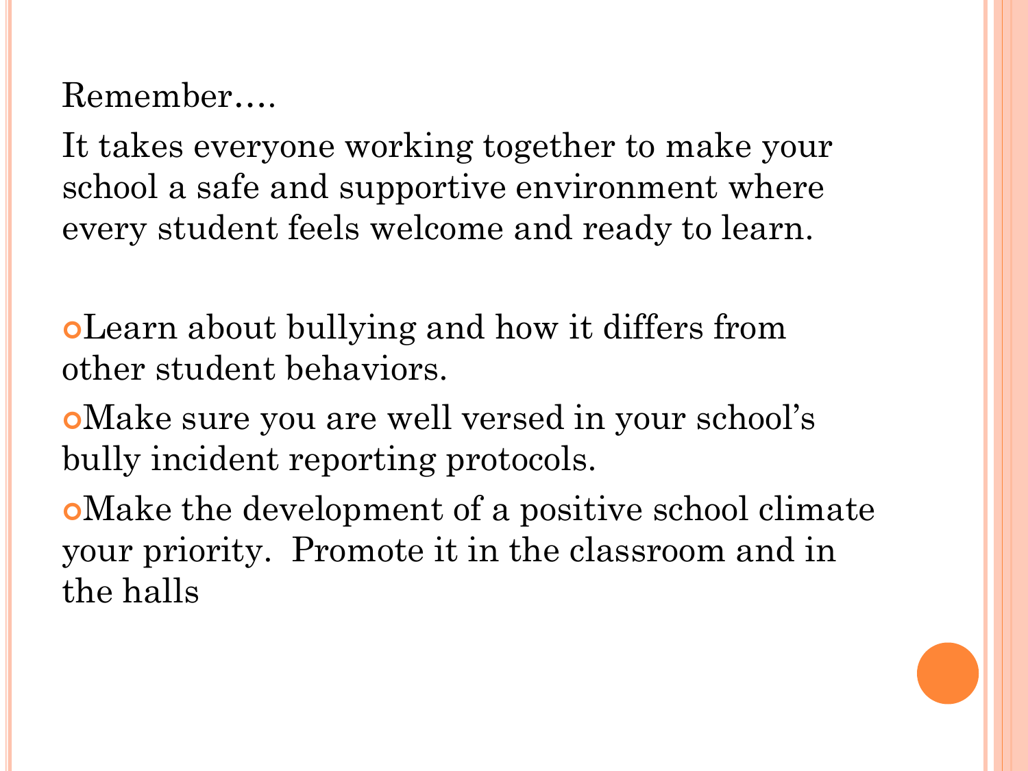Remember….

It takes everyone working together to make your school a safe and supportive environment where every student feels welcome and ready to learn.

- Learn about bullying and how it differs from other student behaviors.
- Make sure you are well versed in your school's bully incident reporting protocols.
- Make the development of a positive school climate your priority.  Promote it in the classroom and in the halls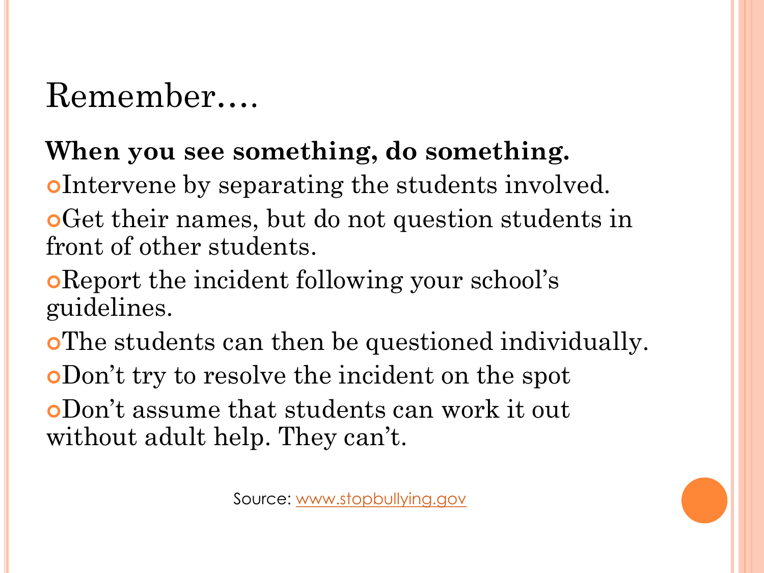# Remember….

**When you see something, do something.**

- Intervene by separating the students involved.
- Get their names, but do not question students in front of other students.
- Report the incident following your school's guidelines.
- The students can then be questioned individually.
- Don't try to resolve the incident on the spot
- Don't assume that students can work it out without adult help. They can't.

Source: [www.stopbullying.gov](www.stopbullying.gov)